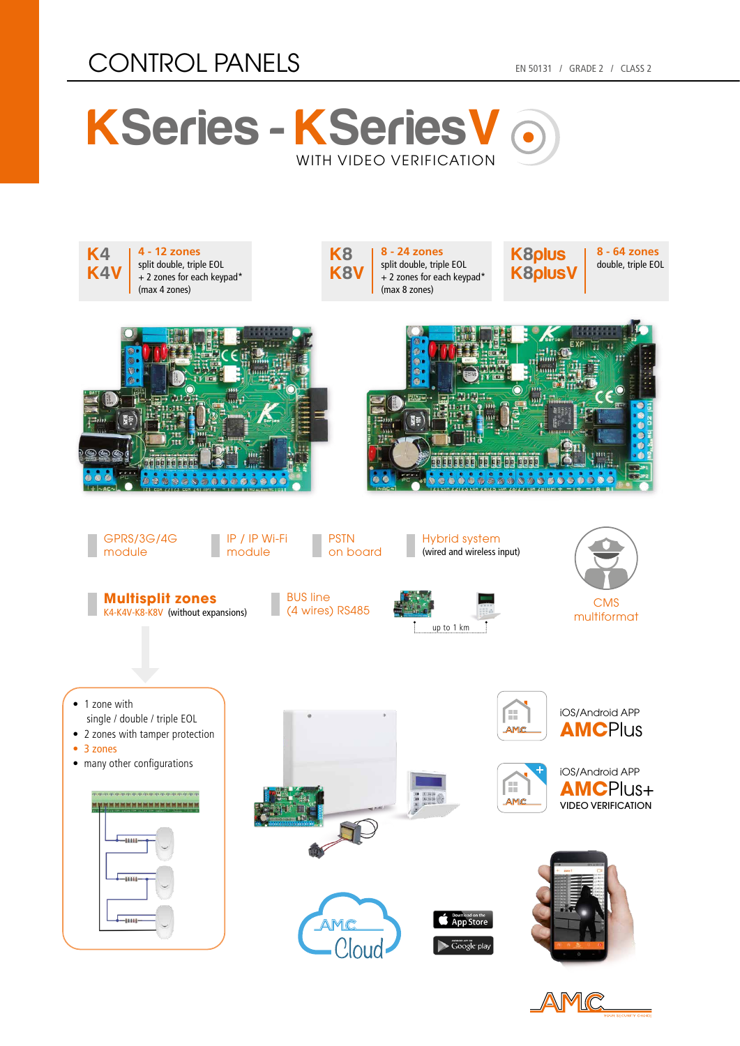# CONTROL PANELS

EN 50131 / GRADE 2 / CLASS 2

# KSeries - KSeriesV

WITH VIDEO VERIFICATION

**K4 / K4V** — **4 - 12 zones**
split double, triple EOL
+ 2 zones for each keypad*
(max 4 zones)

**K8 / K8V** — **8 - 24 zones**
split double, triple EOL
+ 2 zones for each keypad*
(max 8 zones)

**K8plus / K8plusV** — **8 - 64 zones**
double, triple EOL

GPRS/3G/4G module

IP / IP Wi-Fi module

PSTN on board

Hybrid system
(wired and wireless input)

CMS multiformat

**Multisplit zones**
K4-K4V-K8-K8V (without expansions)

BUS line
(4 wires) RS485

up to 1 km

- 1 zone with single / double / triple EOL
- 2 zones with tamper protection
- 3 zones
- many other configurations

iOS/Android APP
**AMCPlus**

iOS/Android APP
**AMCPlus+**
VIDEO VERIFICATION

AMC Cloud

Download on the App Store

Google play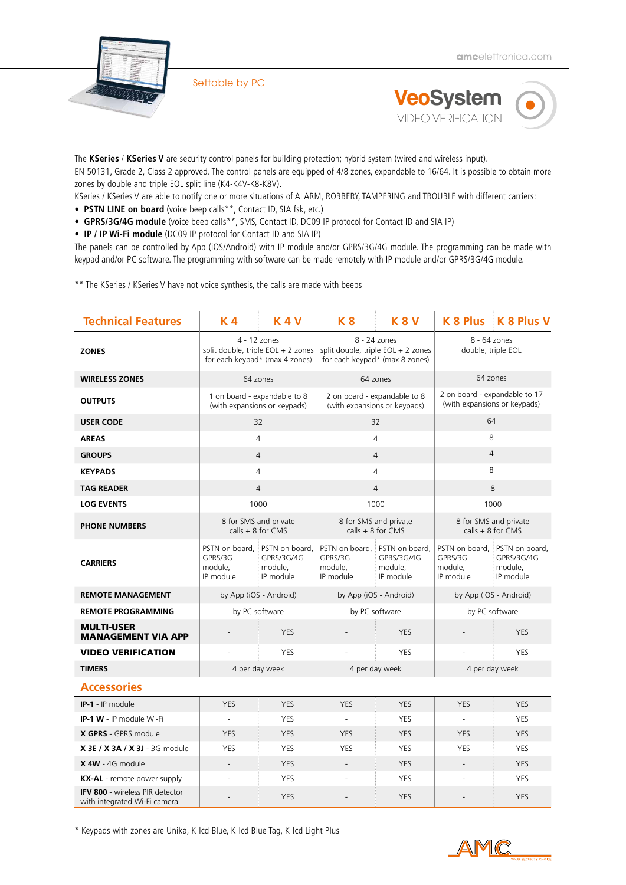Settable by PC

**VeoSystem**
VIDEO VERIFICATION

The **KSeries** / **KSeries V** are security control panels for building protection; hybrid system (wired and wireless input).
EN 50131, Grade 2, Class 2 approved. The control panels are equipped of 4/8 zones, expandable to 16/64. It is possible to obtain more zones by double and triple EOL split line (K4-K4V-K8-K8V).
KSeries / KSeries V are able to notify one or more situations of ALARM, ROBBERY, TAMPERING and TROUBLE with different carriers:

- **PSTN LINE on board** (voice beep calls**, Contact ID, SIA fsk, etc.)
- **GPRS/3G/4G module** (voice beep calls**, SMS, Contact ID, DC09 IP protocol for Contact ID and SIA IP)
- **IP / IP Wi-Fi module** (DC09 IP protocol for Contact ID and SIA IP)

The panels can be controlled by App (iOS/Android) with IP module and/or GPRS/3G/4G module. The programming can be made with keypad and/or PC software. The programming with software can be made remotely with IP module and/or GPRS/3G/4G module.

** The KSeries / KSeries V have not voice synthesis, the calls are made with beeps

| Technical Features | K 4 | K 4 V | K 8 | K 8 V | K 8 Plus | K 8 Plus V |
|---|---|---|---|---|---|---|
| **ZONES** | 4 - 12 zones split double, triple EOL + 2 zones for each keypad* (max 4 zones) | | 8 - 24 zones split double, triple EOL + 2 zones for each keypad* (max 8 zones) | | 8 - 64 zones double, triple EOL | |
| **WIRELESS ZONES** | 64 zones | | 64 zones | | 64 zones | |
| **OUTPUTS** | 1 on board - expandable to 8 (with expansions or keypads) | | 2 on board - expandable to 8 (with expansions or keypads) | | 2 on board - expandable to 17 (with expansions or keypads) | |
| **USER CODE** | 32 | | 32 | | 64 | |
| **AREAS** | 4 | | 4 | | 8 | |
| **GROUPS** | 4 | | 4 | | 4 | |
| **KEYPADS** | 4 | | 4 | | 8 | |
| **TAG READER** | 4 | | 4 | | 8 | |
| **LOG EVENTS** | 1000 | | 1000 | | 1000 | |
| **PHONE NUMBERS** | 8 for SMS and private calls + 8 for CMS | | 8 for SMS and private calls + 8 for CMS | | 8 for SMS and private calls + 8 for CMS | |
| **CARRIERS** | PSTN on board, GPRS/3G module, IP module | PSTN on board, GPRS/3G/4G module, IP module | PSTN on board, GPRS/3G module, IP module | PSTN on board, GPRS/3G/4G module, IP module | PSTN on board, GPRS/3G module, IP module | PSTN on board, GPRS/3G/4G module, IP module |
| **REMOTE MANAGEMENT** | by App (iOS - Android) | | by App (iOS - Android) | | by App (iOS - Android) | |
| **REMOTE PROGRAMMING** | by PC software | | by PC software | | by PC software | |
| **MULTI-USER MANAGEMENT VIA APP** | - | YES | - | YES | - | YES |
| **VIDEO VERIFICATION** | - | YES | - | YES | - | YES |
| **TIMERS** | 4 per day week | | 4 per day week | | 4 per day week | |
| **Accessories** | | | | | | |
| **IP-1** - IP module | YES | YES | YES | YES | YES | YES |
| **IP-1 W** - IP module Wi-Fi | - | YES | - | YES | - | YES |
| **X GPRS** - GPRS module | YES | YES | YES | YES | YES | YES |
| **X 3E / X 3A / X 3J** - 3G module | YES | YES | YES | YES | YES | YES |
| **X 4W** - 4G module | - | YES | - | YES | - | YES |
| **KX-AL** - remote power supply | - | YES | - | YES | - | YES |
| **IFV 800** - wireless PIR detector with integrated Wi-Fi camera | - | YES | - | YES | - | YES |

\* Keypads with zones are Unika, K-lcd Blue, K-lcd Blue Tag, K-lcd Light Plus